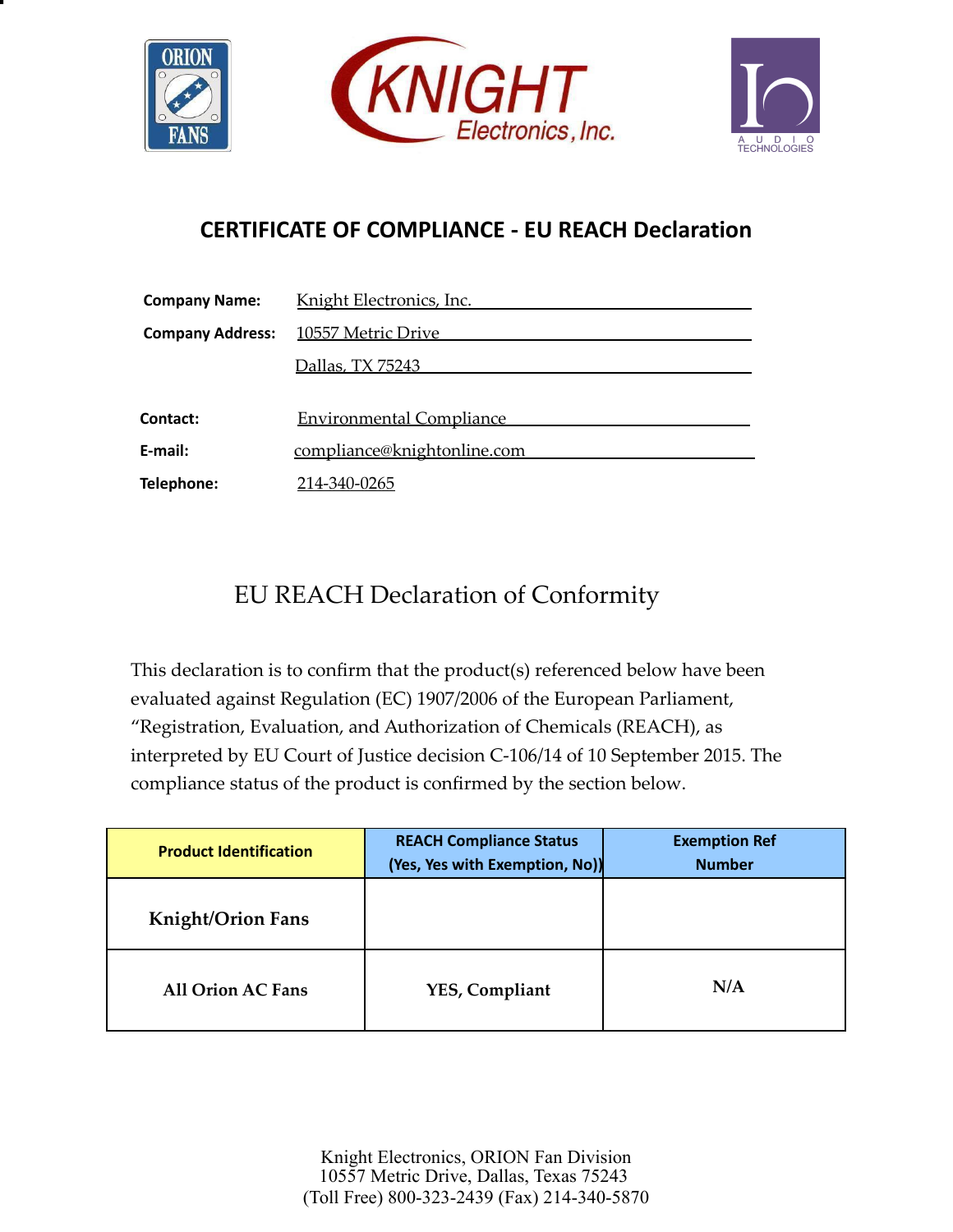# CERTIFICATE OF COMPLIANCE - EU REACH Declaration

**Company Name:** Knight Electronics, Inc.

**Company Address:** 10557 Metric Drive
Dallas, TX 75243

**Contact:** Environmental Compliance

**E-mail:** compliance@knightonline.com

**Telephone:** 214-340-0265

## EU REACH Declaration of Conformity

This declaration is to confirm that the product(s) referenced below have been evaluated against Regulation (EC) 1907/2006 of the European Parliament, “Registration, Evaluation, and Authorization of Chemicals (REACH), as interpreted by EU Court of Justice decision C-106/14 of 10 September 2015. The compliance status of the product is confirmed by the section below.

| Product Identification | REACH Compliance Status (Yes, Yes with Exemption, No)) | Exemption Ref Number |
|---|---|---|
| **Knight/Orion Fans** | | |
| **All Orion AC Fans** | **YES, Compliant** | **N/A** |

Knight Electronics, ORION Fan Division
10557 Metric Drive, Dallas, Texas 75243
(Toll Free) 800-323-2439 (Fax) 214-340-5870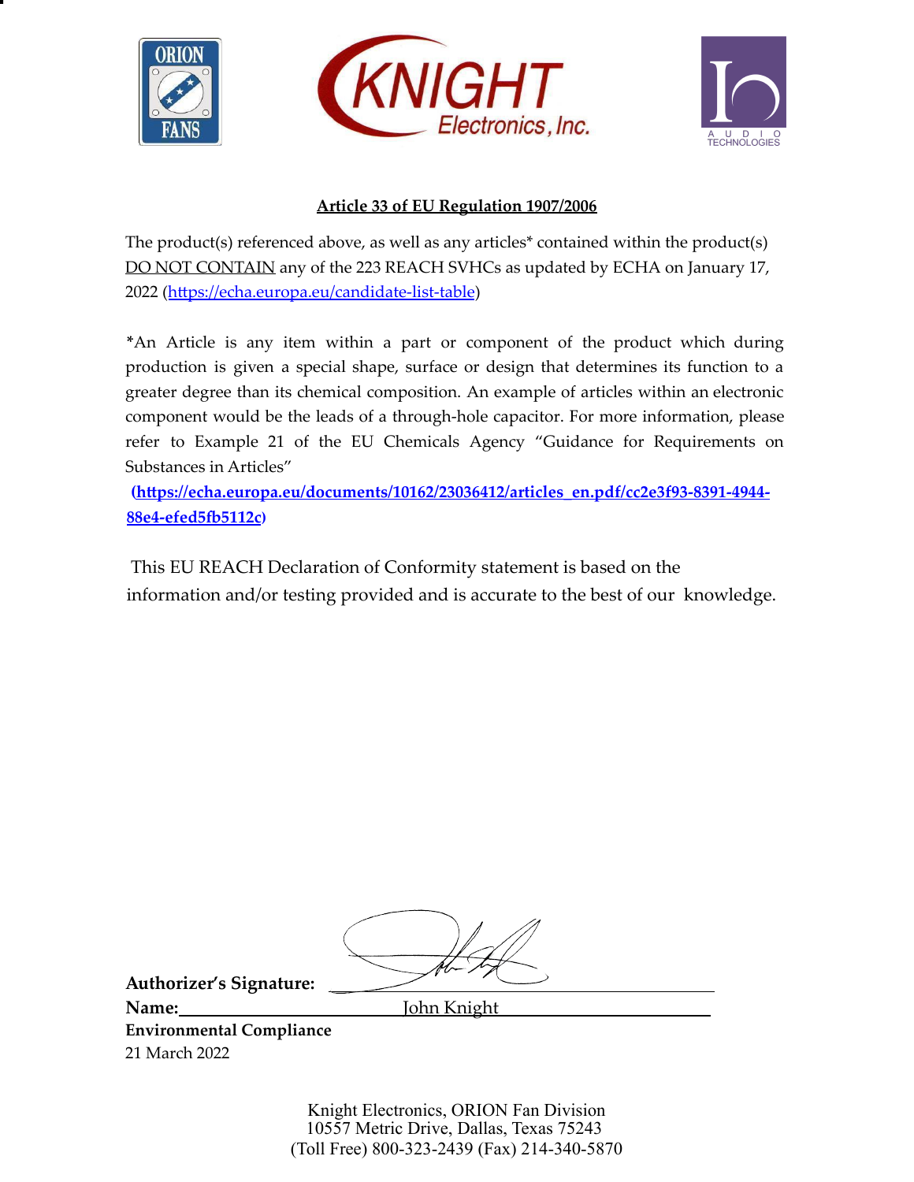ORION FANS

KNIGHT Electronics, Inc.

AUDIO TECHNOLOGIES

## Article 33 of EU Regulation 1907/2006

The product(s) referenced above, as well as any articles* contained within the product(s) DO NOT CONTAIN any of the 223 REACH SVHCs as updated by ECHA on January 17, 2022 (https://echa.europa.eu/candidate-list-table)

*An Article is any item within a part or component of the product which during production is given a special shape, surface or design that determines its function to a greater degree than its chemical composition. An example of articles within an electronic component would be the leads of a through-hole capacitor. For more information, please refer to Example 21 of the EU Chemicals Agency "Guidance for Requirements on Substances in Articles"

**(https://echa.europa.eu/documents/10162/23036412/articles_en.pdf/cc2e3f93-8391-4944-88e4-efed5fb5112c)**

This EU REACH Declaration of Conformity statement is based on the information and/or testing provided and is accurate to the best of our knowledge.

**Authorizer's Signature:** ______________________

**Name:** John Knight

**Environmental Compliance**

21 March 2022

Knight Electronics, ORION Fan Division
10557 Metric Drive, Dallas, Texas 75243
(Toll Free) 800-323-2439 (Fax) 214-340-5870